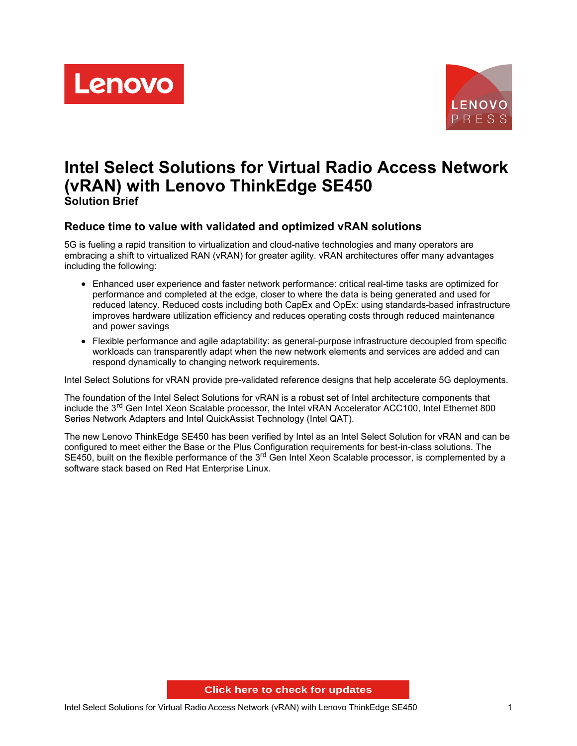# Intel Select Solutions for Virtual Radio Access Network (vRAN) with Lenovo ThinkEdge SE450

**Solution Brief**

## Reduce time to value with validated and optimized vRAN solutions

5G is fueling a rapid transition to virtualization and cloud-native technologies and many operators are embracing a shift to virtualized RAN (vRAN) for greater agility. vRAN architectures offer many advantages including the following:

- Enhanced user experience and faster network performance: critical real-time tasks are optimized for performance and completed at the edge, closer to where the data is being generated and used for reduced latency. Reduced costs including both CapEx and OpEx: using standards-based infrastructure improves hardware utilization efficiency and reduces operating costs through reduced maintenance and power savings
- Flexible performance and agile adaptability: as general-purpose infrastructure decoupled from specific workloads can transparently adapt when the new network elements and services are added and can respond dynamically to changing network requirements.

Intel Select Solutions for vRAN provide pre-validated reference designs that help accelerate 5G deployments.

The foundation of the Intel Select Solutions for vRAN is a robust set of Intel architecture components that include the 3rd Gen Intel Xeon Scalable processor, the Intel vRAN Accelerator ACC100, Intel Ethernet 800 Series Network Adapters and Intel QuickAssist Technology (Intel QAT).

The new Lenovo ThinkEdge SE450 has been verified by Intel as an Intel Select Solution for vRAN and can be configured to meet either the Base or the Plus Configuration requirements for best-in-class solutions. The SE450, built on the flexible performance of the 3rd Gen Intel Xeon Scalable processor, is complemented by a software stack based on Red Hat Enterprise Linux.

Click here to check for updates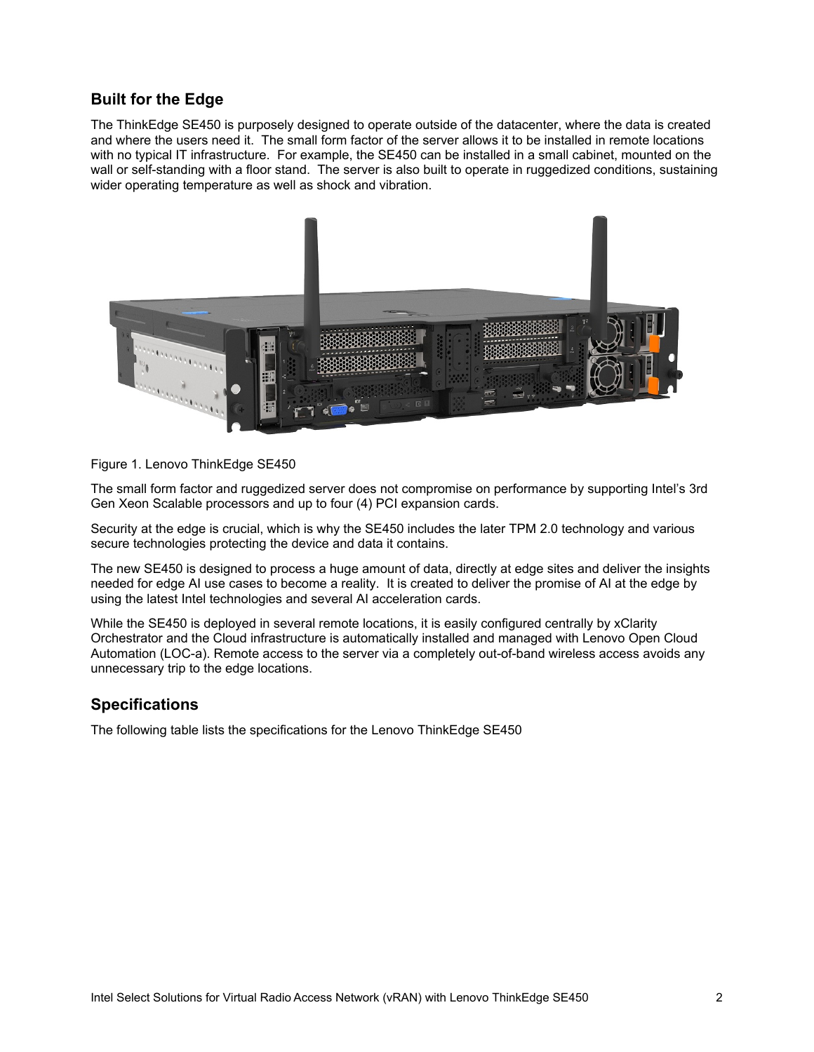## Built for the Edge

The ThinkEdge SE450 is purposely designed to operate outside of the datacenter, where the data is created and where the users need it. The small form factor of the server allows it to be installed in remote locations with no typical IT infrastructure. For example, the SE450 can be installed in a small cabinet, mounted on the wall or self-standing with a floor stand. The server is also built to operate in ruggedized conditions, sustaining wider operating temperature as well as shock and vibration.

Figure 1. Lenovo ThinkEdge SE450

The small form factor and ruggedized server does not compromise on performance by supporting Intel's 3rd Gen Xeon Scalable processors and up to four (4) PCI expansion cards.

Security at the edge is crucial, which is why the SE450 includes the later TPM 2.0 technology and various secure technologies protecting the device and data it contains.

The new SE450 is designed to process a huge amount of data, directly at edge sites and deliver the insights needed for edge AI use cases to become a reality. It is created to deliver the promise of AI at the edge by using the latest Intel technologies and several AI acceleration cards.

While the SE450 is deployed in several remote locations, it is easily configured centrally by xClarity Orchestrator and the Cloud infrastructure is automatically installed and managed with Lenovo Open Cloud Automation (LOC-a). Remote access to the server via a completely out-of-band wireless access avoids any unnecessary trip to the edge locations.

## Specifications

The following table lists the specifications for the Lenovo ThinkEdge SE450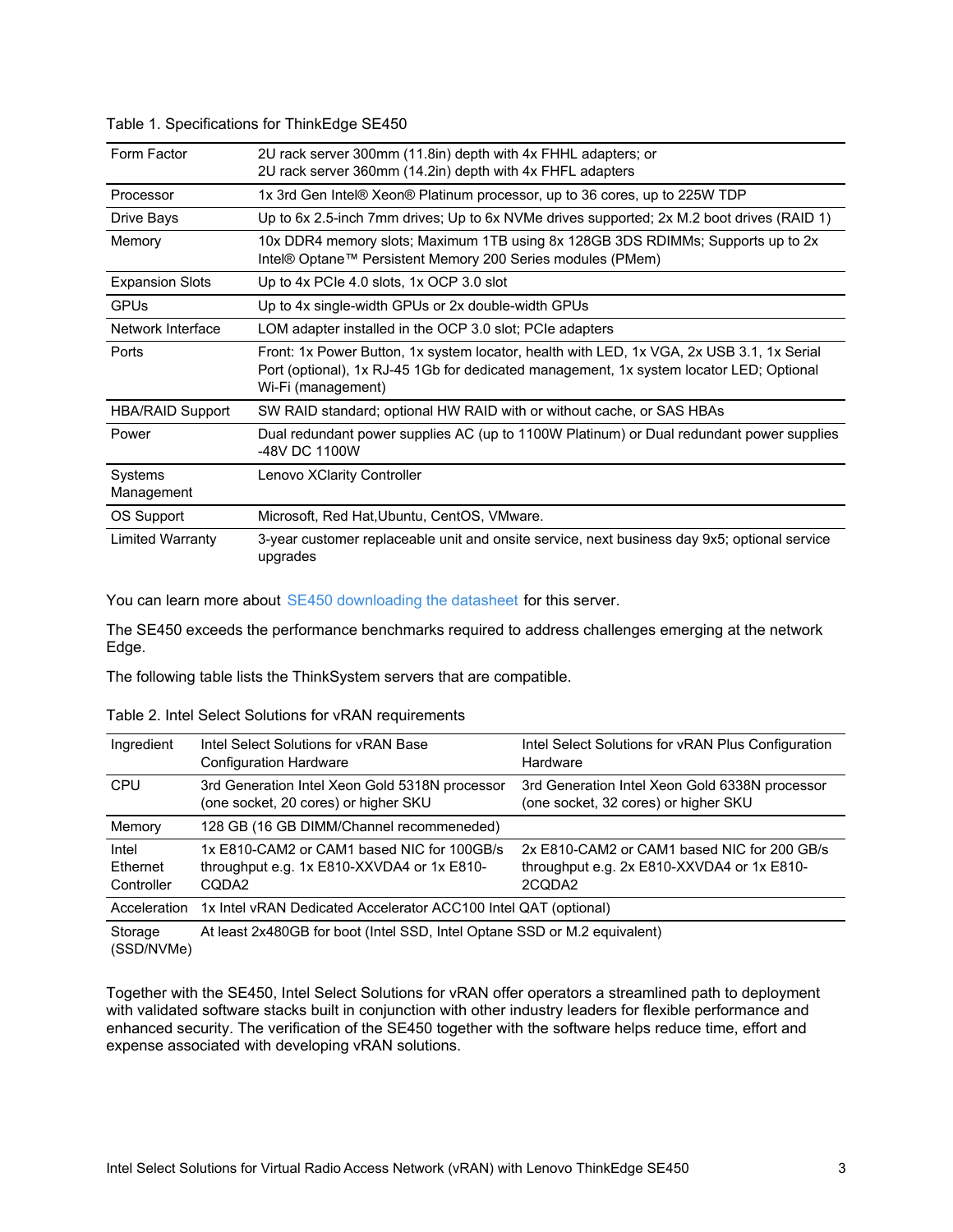Table 1. Specifications for ThinkEdge SE450

| | |
|---|---|
| Form Factor | 2U rack server 300mm (11.8in) depth with 4x FHHL adapters; or 2U rack server 360mm (14.2in) depth with 4x FHFL adapters |
| Processor | 1x 3rd Gen Intel® Xeon® Platinum processor, up to 36 cores, up to 225W TDP |
| Drive Bays | Up to 6x 2.5-inch 7mm drives; Up to 6x NVMe drives supported; 2x M.2 boot drives (RAID 1) |
| Memory | 10x DDR4 memory slots; Maximum 1TB using 8x 128GB 3DS RDIMMs; Supports up to 2x Intel® Optane™ Persistent Memory 200 Series modules (PMem) |
| Expansion Slots | Up to 4x PCIe 4.0 slots, 1x OCP 3.0 slot |
| GPUs | Up to 4x single-width GPUs or 2x double-width GPUs |
| Network Interface | LOM adapter installed in the OCP 3.0 slot; PCIe adapters |
| Ports | Front: 1x Power Button, 1x system locator, health with LED, 1x VGA, 2x USB 3.1, 1x Serial Port (optional), 1x RJ-45 1Gb for dedicated management, 1x system locator LED; Optional Wi-Fi (management) |
| HBA/RAID Support | SW RAID standard; optional HW RAID with or without cache, or SAS HBAs |
| Power | Dual redundant power supplies AC (up to 1100W Platinum) or Dual redundant power supplies -48V DC 1100W |
| Systems Management | Lenovo XClarity Controller |
| OS Support | Microsoft, Red Hat,Ubuntu, CentOS, VMware. |
| Limited Warranty | 3-year customer replaceable unit and onsite service, next business day 9x5; optional service upgrades |

You can learn more about SE450 downloading the datasheet for this server.

The SE450 exceeds the performance benchmarks required to address challenges emerging at the network Edge.

The following table lists the ThinkSystem servers that are compatible.

Table 2. Intel Select Solutions for vRAN requirements

| Ingredient | Intel Select Solutions for vRAN Base Configuration Hardware | Intel Select Solutions for vRAN Plus Configuration Hardware |
|---|---|---|
| CPU | 3rd Generation Intel Xeon Gold 5318N processor (one socket, 20 cores) or higher SKU | 3rd Generation Intel Xeon Gold 6338N processor (one socket, 32 cores) or higher SKU |
| Memory | 128 GB (16 GB DIMM/Channel recommeneded) | |
| Intel Ethernet Controller | 1x E810-CAM2 or CAM1 based NIC for 100GB/s throughput e.g. 1x E810-XXVDA4 or 1x E810-CQDA2 | 2x E810-CAM2 or CAM1 based NIC for 200 GB/s throughput e.g. 2x E810-XXVDA4 or 1x E810-2CQDA2 |
| Acceleration | 1x Intel vRAN Dedicated Accelerator ACC100 Intel QAT (optional) | |
| Storage (SSD/NVMe) | At least 2x480GB for boot (Intel SSD, Intel Optane SSD or M.2 equivalent) | |

Together with the SE450, Intel Select Solutions for vRAN offer operators a streamlined path to deployment with validated software stacks built in conjunction with other industry leaders for flexible performance and enhanced security. The verification of the SE450 together with the software helps reduce time, effort and expense associated with developing vRAN solutions.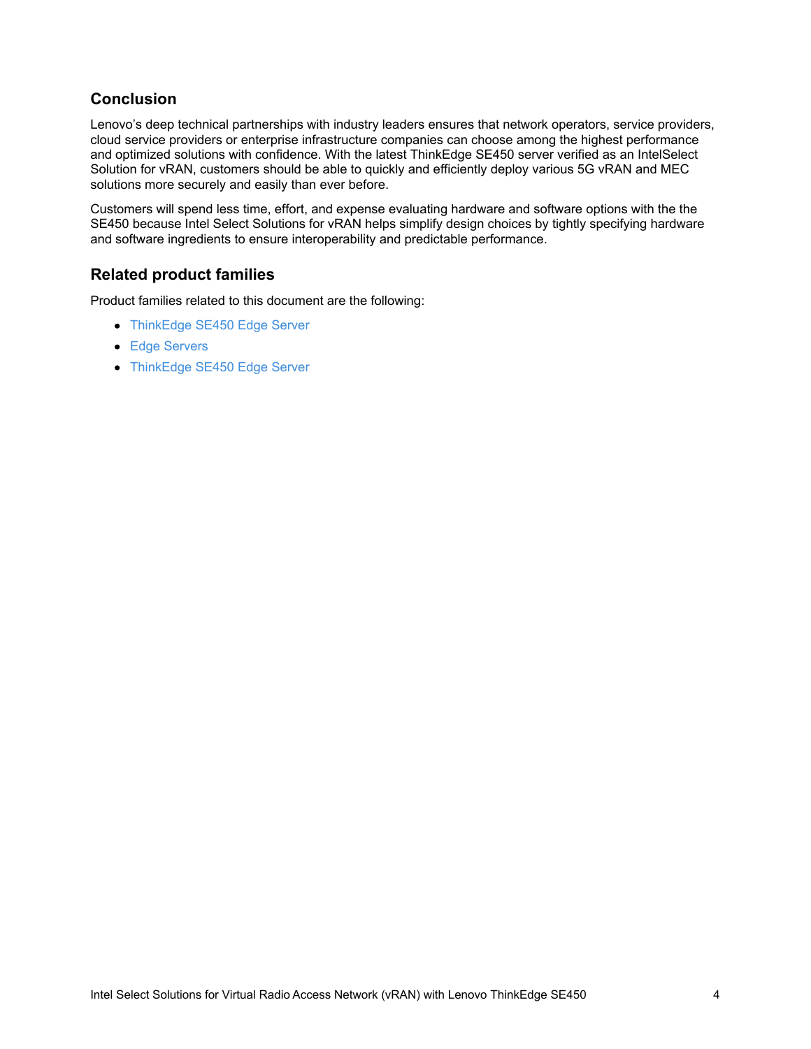## Conclusion

Lenovo's deep technical partnerships with industry leaders ensures that network operators, service providers, cloud service providers or enterprise infrastructure companies can choose among the highest performance and optimized solutions with confidence. With the latest ThinkEdge SE450 server verified as an IntelSelect Solution for vRAN, customers should be able to quickly and efficiently deploy various 5G vRAN and MEC solutions more securely and easily than ever before.

Customers will spend less time, effort, and expense evaluating hardware and software options with the the SE450 because Intel Select Solutions for vRAN helps simplify design choices by tightly specifying hardware and software ingredients to ensure interoperability and predictable performance.

## Related product families

Product families related to this document are the following:

- ThinkEdge SE450 Edge Server
- Edge Servers
- ThinkEdge SE450 Edge Server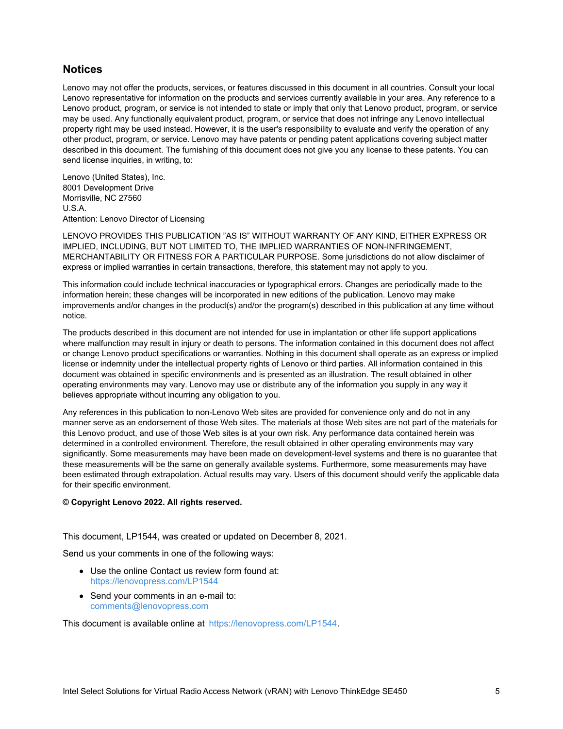## Notices

Lenovo may not offer the products, services, or features discussed in this document in all countries. Consult your local Lenovo representative for information on the products and services currently available in your area. Any reference to a Lenovo product, program, or service is not intended to state or imply that only that Lenovo product, program, or service may be used. Any functionally equivalent product, program, or service that does not infringe any Lenovo intellectual property right may be used instead. However, it is the user's responsibility to evaluate and verify the operation of any other product, program, or service. Lenovo may have patents or pending patent applications covering subject matter described in this document. The furnishing of this document does not give you any license to these patents. You can send license inquiries, in writing, to:

Lenovo (United States), Inc.
8001 Development Drive
Morrisville, NC 27560
U.S.A.
Attention: Lenovo Director of Licensing

LENOVO PROVIDES THIS PUBLICATION "AS IS" WITHOUT WARRANTY OF ANY KIND, EITHER EXPRESS OR IMPLIED, INCLUDING, BUT NOT LIMITED TO, THE IMPLIED WARRANTIES OF NON-INFRINGEMENT, MERCHANTABILITY OR FITNESS FOR A PARTICULAR PURPOSE. Some jurisdictions do not allow disclaimer of express or implied warranties in certain transactions, therefore, this statement may not apply to you.

This information could include technical inaccuracies or typographical errors. Changes are periodically made to the information herein; these changes will be incorporated in new editions of the publication. Lenovo may make improvements and/or changes in the product(s) and/or the program(s) described in this publication at any time without notice.

The products described in this document are not intended for use in implantation or other life support applications where malfunction may result in injury or death to persons. The information contained in this document does not affect or change Lenovo product specifications or warranties. Nothing in this document shall operate as an express or implied license or indemnity under the intellectual property rights of Lenovo or third parties. All information contained in this document was obtained in specific environments and is presented as an illustration. The result obtained in other operating environments may vary. Lenovo may use or distribute any of the information you supply in any way it believes appropriate without incurring any obligation to you.

Any references in this publication to non-Lenovo Web sites are provided for convenience only and do not in any manner serve as an endorsement of those Web sites. The materials at those Web sites are not part of the materials for this Lenovo product, and use of those Web sites is at your own risk. Any performance data contained herein was determined in a controlled environment. Therefore, the result obtained in other operating environments may vary significantly. Some measurements may have been made on development-level systems and there is no guarantee that these measurements will be the same on generally available systems. Furthermore, some measurements may have been estimated through extrapolation. Actual results may vary. Users of this document should verify the applicable data for their specific environment.

**© Copyright Lenovo 2022. All rights reserved.**

This document, LP1544, was created or updated on December 8, 2021.

Send us your comments in one of the following ways:

- Use the online Contact us review form found at:
  https://lenovopress.com/LP1544
- Send your comments in an e-mail to:
  comments@lenovopress.com

This document is available online at https://lenovopress.com/LP1544.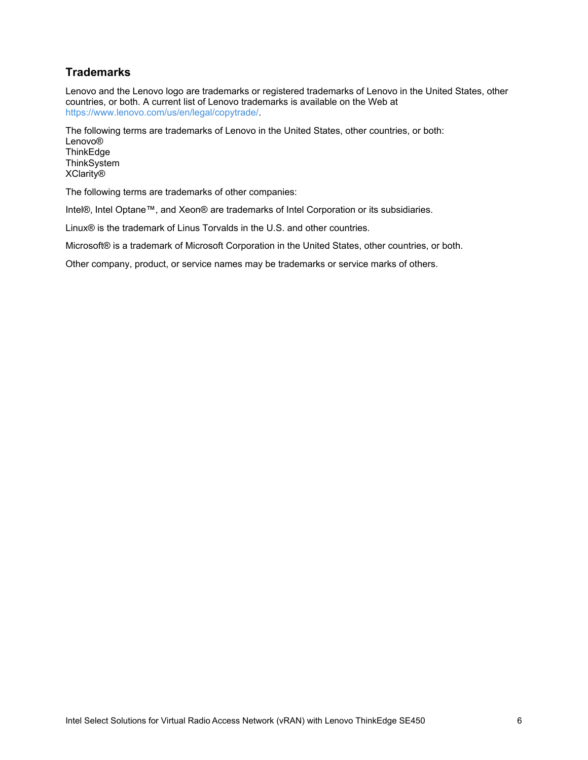## Trademarks

Lenovo and the Lenovo logo are trademarks or registered trademarks of Lenovo in the United States, other countries, or both. A current list of Lenovo trademarks is available on the Web at https://www.lenovo.com/us/en/legal/copytrade/.

The following terms are trademarks of Lenovo in the United States, other countries, or both:
Lenovo®
ThinkEdge
ThinkSystem
XClarity®

The following terms are trademarks of other companies:

Intel®, Intel Optane™, and Xeon® are trademarks of Intel Corporation or its subsidiaries.

Linux® is the trademark of Linus Torvalds in the U.S. and other countries.

Microsoft® is a trademark of Microsoft Corporation in the United States, other countries, or both.

Other company, product, or service names may be trademarks or service marks of others.